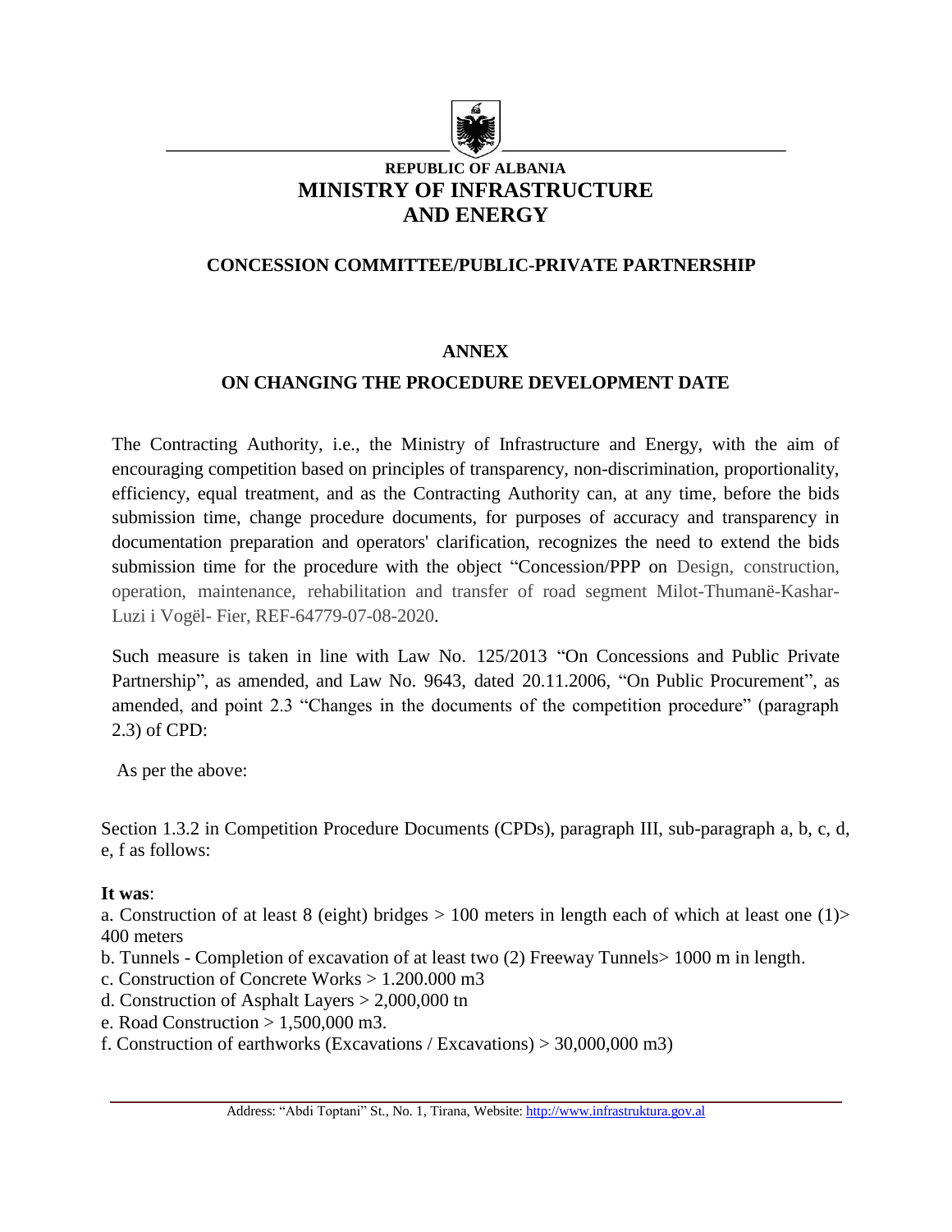**REPUBLIC OF ALBANIA**

# MINISTRY OF INFRASTRUCTURE AND ENERGY

## CONCESSION COMMITTEE/PUBLIC-PRIVATE PARTNERSHIP

## ANNEX

## ON CHANGING THE PROCEDURE DEVELOPMENT DATE

The Contracting Authority, i.e., the Ministry of Infrastructure and Energy, with the aim of encouraging competition based on principles of transparency, non-discrimination, proportionality, efficiency, equal treatment, and as the Contracting Authority can, at any time, before the bids submission time, change procedure documents, for purposes of accuracy and transparency in documentation preparation and operators' clarification, recognizes the need to extend the bids submission time for the procedure with the object "Concession/PPP on Design, construction, operation, maintenance, rehabilitation and transfer of road segment Milot-Thumanë-Kashar-Luzi i Vogël- Fier, REF-64779-07-08-2020.

Such measure is taken in line with Law No. 125/2013 "On Concessions and Public Private Partnership", as amended, and Law No. 9643, dated 20.11.2006, "On Public Procurement", as amended, and point 2.3 "Changes in the documents of the competition procedure" (paragraph 2.3) of CPD:

As per the above:

Section 1.3.2 in Competition Procedure Documents (CPDs), paragraph III, sub-paragraph a, b, c, d, e, f as follows:

**It was**:

a. Construction of at least 8 (eight) bridges > 100 meters in length each of which at least one (1)> 400 meters

b. Tunnels - Completion of excavation of at least two (2) Freeway Tunnels> 1000 m in length.

c. Construction of Concrete Works > 1.200.000 m3

d. Construction of Asphalt Layers > 2,000,000 tn

e. Road Construction > 1,500,000 m3.

f. Construction of earthworks (Excavations / Excavations) > 30,000,000 m3)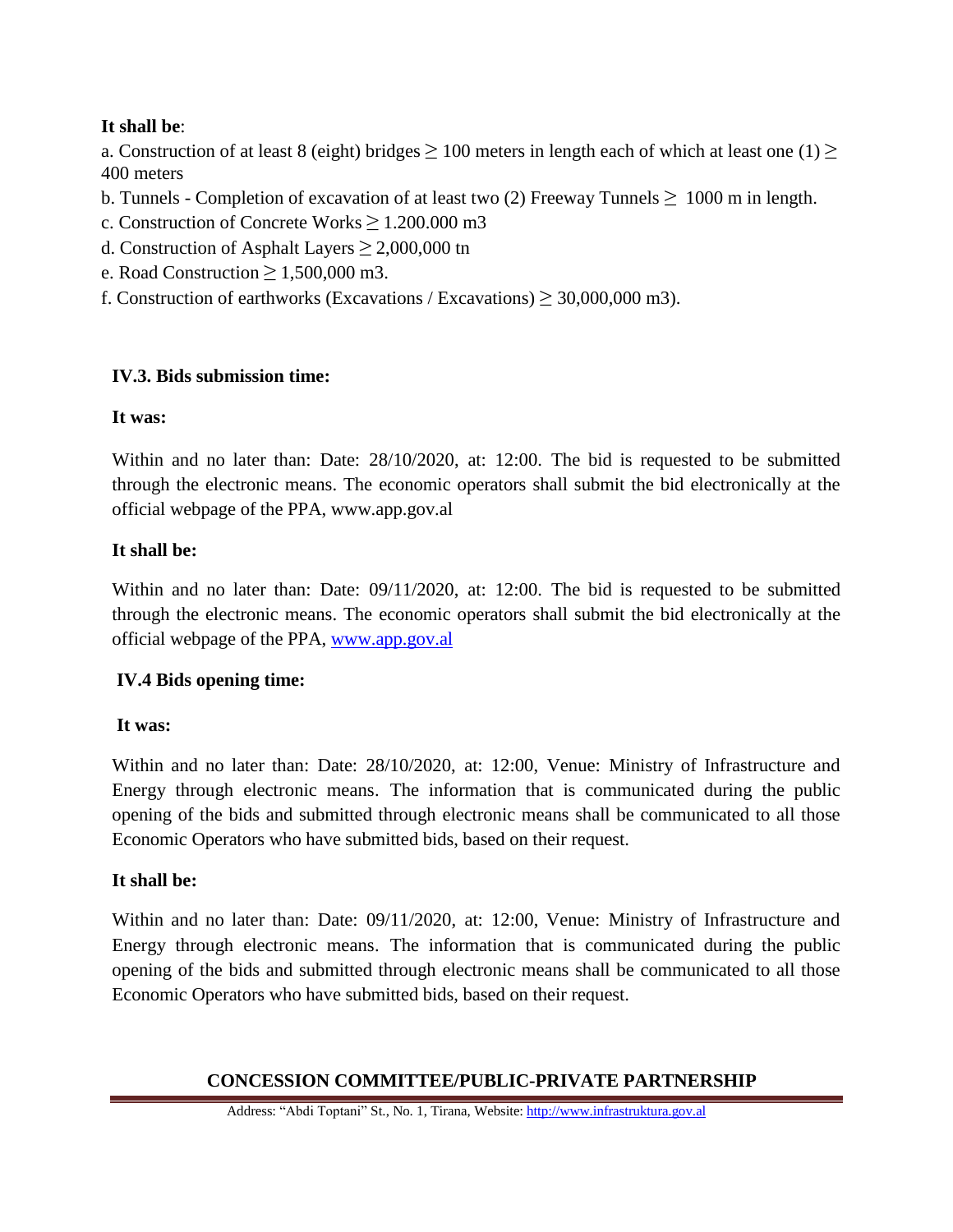**It shall be**:

a. Construction of at least 8 (eight) bridges ≥ 100 meters in length each of which at least one (1) ≥ 400 meters

b. Tunnels - Completion of excavation of at least two (2) Freeway Tunnels ≥ 1000 m in length.

c. Construction of Concrete Works ≥ 1.200.000 m3

d. Construction of Asphalt Layers ≥ 2,000,000 tn

e. Road Construction ≥ 1,500,000 m3.

f. Construction of earthworks (Excavations / Excavations) ≥ 30,000,000 m3).

**IV.3. Bids submission time:**

**It was:**

Within and no later than: Date: 28/10/2020, at: 12:00. The bid is requested to be submitted through the electronic means. The economic operators shall submit the bid electronically at the official webpage of the PPA, www.app.gov.al

**It shall be:**

Within and no later than: Date: 09/11/2020, at: 12:00. The bid is requested to be submitted through the electronic means. The economic operators shall submit the bid electronically at the official webpage of the PPA, www.app.gov.al

**IV.4 Bids opening time:**

**It was:**

Within and no later than: Date: 28/10/2020, at: 12:00, Venue: Ministry of Infrastructure and Energy through electronic means. The information that is communicated during the public opening of the bids and submitted through electronic means shall be communicated to all those Economic Operators who have submitted bids, based on their request.

**It shall be:**

Within and no later than: Date: 09/11/2020, at: 12:00, Venue: Ministry of Infrastructure and Energy through electronic means. The information that is communicated during the public opening of the bids and submitted through electronic means shall be communicated to all those Economic Operators who have submitted bids, based on their request.

**CONCESSION COMMITTEE/PUBLIC-PRIVATE PARTNERSHIP**

Address: "Abdi Toptani" St., No. 1, Tirana, Website: http://www.infrastruktura.gov.al